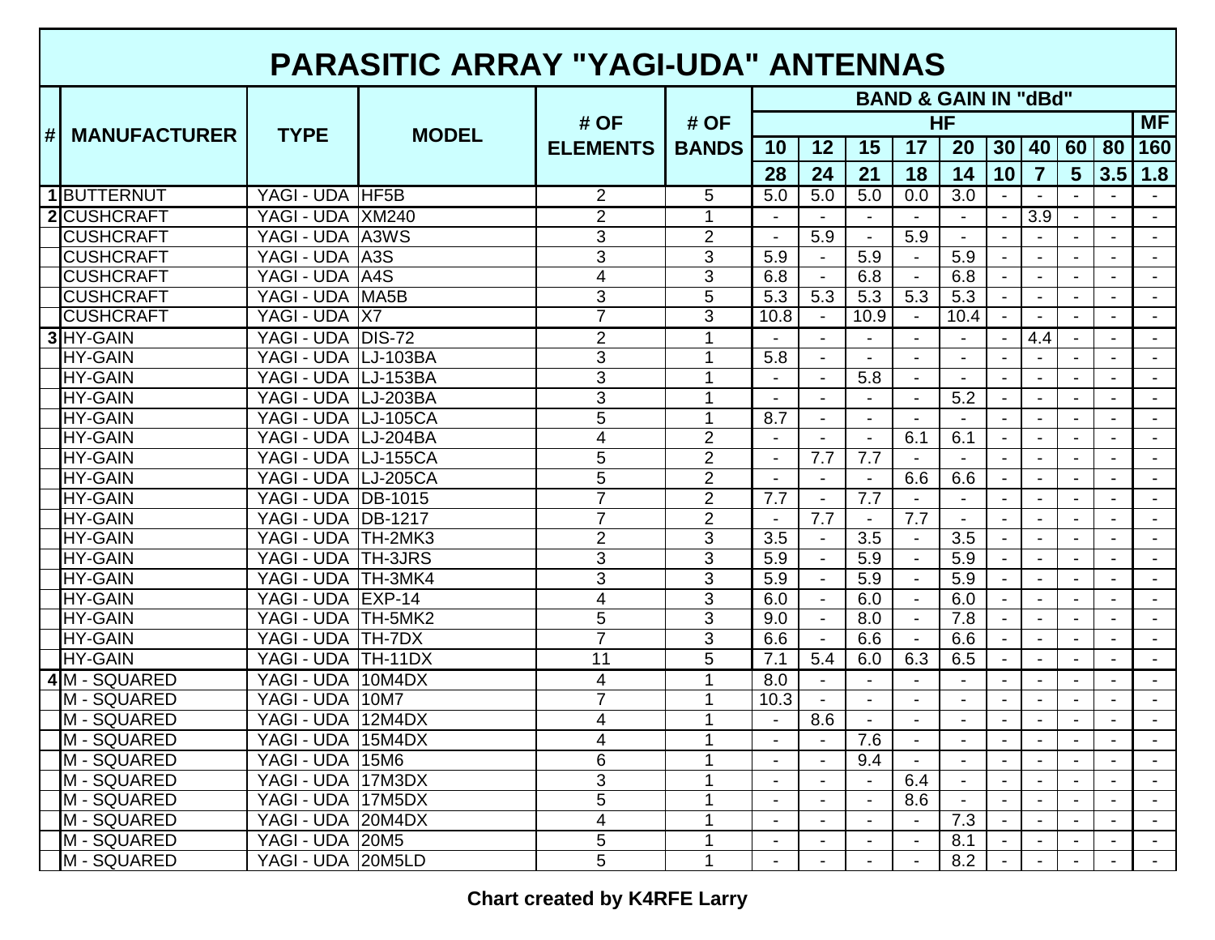# PARASITIC ARRAY "YAGI-UDA" ANTENNAS

| # | MANUFACTURER | TYPE | MODEL | # OF ELEMENTS | # OF BANDS | BAND & GAIN IN "dBd" | | | | | | | | | |
|---|---|---|---|---|---|---|---|---|---|---|---|---|---|---|---|
| | | | | | | HF | | | | | | | | | MF |
| | | | | | | 10 | 12 | 15 | 17 | 20 | 30 | 40 | 60 | 80 | 160 |
| | | | | | | 28 | 24 | 21 | 18 | 14 | 10 | 7 | 5 | 3.5 | 1.8 |
| 1 | BUTTERNUT | YAGI - UDA | HF5B | 2 | 5 | 5.0 | 5.0 | 5.0 | 0.0 | 3.0 | - | - | - | - | - |
| 2 | CUSHCRAFT | YAGI - UDA | XM240 | 2 | 1 | - | - | - | - | - | - | 3.9 | - | - | - |
| | CUSHCRAFT | YAGI - UDA | A3WS | 3 | 2 | - | 5.9 | - | 5.9 | - | - | - | - | - | - |
| | CUSHCRAFT | YAGI - UDA | A3S | 3 | 3 | 5.9 | - | 5.9 | - | 5.9 | - | - | - | - | - |
| | CUSHCRAFT | YAGI - UDA | A4S | 4 | 3 | 6.8 | - | 6.8 | - | 6.8 | - | - | - | - | - |
| | CUSHCRAFT | YAGI - UDA | MA5B | 3 | 5 | 5.3 | 5.3 | 5.3 | 5.3 | 5.3 | - | - | - | - | - |
| | CUSHCRAFT | YAGI - UDA | X7 | 7 | 3 | 10.8 | - | 10.9 | - | 10.4 | - | - | - | - | - |
| 3 | HY-GAIN | YAGI - UDA | DIS-72 | 2 | 1 | - | - | - | - | - | - | 4.4 | - | - | - |
| | HY-GAIN | YAGI - UDA | LJ-103BA | 3 | 1 | 5.8 | - | - | - | - | - | - | - | - | - |
| | HY-GAIN | YAGI - UDA | LJ-153BA | 3 | 1 | - | - | 5.8 | - | - | - | - | - | - | - |
| | HY-GAIN | YAGI - UDA | LJ-203BA | 3 | 1 | - | - | - | - | 5.2 | - | - | - | - | - |
| | HY-GAIN | YAGI - UDA | LJ-105CA | 5 | 1 | 8.7 | - | - | - | - | - | - | - | - | - |
| | HY-GAIN | YAGI - UDA | LJ-204BA | 4 | 2 | - | - | - | 6.1 | 6.1 | - | - | - | - | - |
| | HY-GAIN | YAGI - UDA | LJ-155CA | 5 | 2 | - | 7.7 | 7.7 | - | - | - | - | - | - | - |
| | HY-GAIN | YAGI - UDA | LJ-205CA | 5 | 2 | - | - | - | 6.6 | 6.6 | - | - | - | - | - |
| | HY-GAIN | YAGI - UDA | DB-1015 | 7 | 2 | 7.7 | - | 7.7 | - | - | - | - | - | - | - |
| | HY-GAIN | YAGI - UDA | DB-1217 | 7 | 2 | - | 7.7 | - | 7.7 | - | - | - | - | - | - |
| | HY-GAIN | YAGI - UDA | TH-2MK3 | 2 | 3 | 3.5 | - | 3.5 | - | 3.5 | - | - | - | - | - |
| | HY-GAIN | YAGI - UDA | TH-3JRS | 3 | 3 | 5.9 | - | 5.9 | - | 5.9 | - | - | - | - | - |
| | HY-GAIN | YAGI - UDA | TH-3MK4 | 3 | 3 | 5.9 | - | 5.9 | - | 5.9 | - | - | - | - | - |
| | HY-GAIN | YAGI - UDA | EXP-14 | 4 | 3 | 6.0 | - | 6.0 | - | 6.0 | - | - | - | - | - |
| | HY-GAIN | YAGI - UDA | TH-5MK2 | 5 | 3 | 9.0 | - | 8.0 | - | 7.8 | - | - | - | - | - |
| | HY-GAIN | YAGI - UDA | TH-7DX | 7 | 3 | 6.6 | - | 6.6 | - | 6.6 | - | - | - | - | - |
| | HY-GAIN | YAGI - UDA | TH-11DX | 11 | 5 | 7.1 | 5.4 | 6.0 | 6.3 | 6.5 | - | - | - | - | - |
| 4 | M - SQUARED | YAGI - UDA | 10M4DX | 4 | 1 | 8.0 | - | - | - | - | - | - | - | - | - |
| | M - SQUARED | YAGI - UDA | 10M7 | 7 | 1 | 10.3 | - | - | - | - | - | - | - | - | - |
| | M - SQUARED | YAGI - UDA | 12M4DX | 4 | 1 | - | 8.6 | - | - | - | - | - | - | - | - |
| | M - SQUARED | YAGI - UDA | 15M4DX | 4 | 1 | - | - | 7.6 | - | - | - | - | - | - | - |
| | M - SQUARED | YAGI - UDA | 15M6 | 6 | 1 | - | - | 9.4 | - | - | - | - | - | - | - |
| | M - SQUARED | YAGI - UDA | 17M3DX | 3 | 1 | - | - | - | 6.4 | - | - | - | - | - | - |
| | M - SQUARED | YAGI - UDA | 17M5DX | 5 | 1 | - | - | - | 8.6 | - | - | - | - | - | - |
| | M - SQUARED | YAGI - UDA | 20M4DX | 4 | 1 | - | - | - | - | 7.3 | - | - | - | - | - |
| | M - SQUARED | YAGI - UDA | 20M5 | 5 | 1 | - | - | - | - | 8.1 | - | - | - | - | - |
| | M - SQUARED | YAGI - UDA | 20M5LD | 5 | 1 | - | - | - | - | 8.2 | - | - | - | - | - |

**Chart created by K4RFE Larry**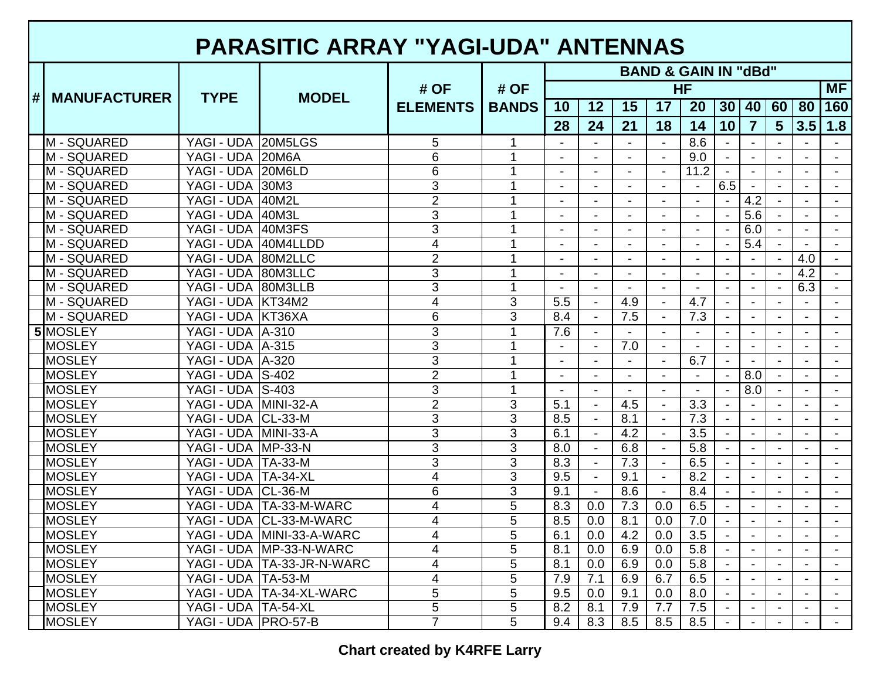# PARASITIC ARRAY "YAGI-UDA" ANTENNAS

| # | MANUFACTURER | TYPE | MODEL | # OF ELEMENTS | # OF BANDS | BAND & GAIN IN "dBd" | | | | | | | | | |
|---|---|---|---|---|---|---|---|---|---|---|---|---|---|---|---|
| | | | | | | HF | | | | | | | | | MF |
| | | | | | | 10 | 12 | 15 | 17 | 20 | 30 | 40 | 60 | 80 | 160 |
| | | | | | | 28 | 24 | 21 | 18 | 14 | 10 | 7 | 5 | 3.5 | 1.8 |
| | M - SQUARED | YAGI - UDA | 20M5LGS | 5 | 1 | - | - | - | - | 8.6 | - | - | - | - | - |
| | M - SQUARED | YAGI - UDA | 20M6A | 6 | 1 | - | - | - | - | 9.0 | - | - | - | - | - |
| | M - SQUARED | YAGI - UDA | 20M6LD | 6 | 1 | - | - | - | - | 11.2 | - | - | - | - | - |
| | M - SQUARED | YAGI - UDA | 30M3 | 3 | 1 | - | - | - | - | - | 6.5 | - | - | - | - |
| | M - SQUARED | YAGI - UDA | 40M2L | 2 | 1 | - | - | - | - | - | - | 4.2 | - | - | - |
| | M - SQUARED | YAGI - UDA | 40M3L | 3 | 1 | - | - | - | - | - | - | 5.6 | - | - | - |
| | M - SQUARED | YAGI - UDA | 40M3FS | 3 | 1 | - | - | - | - | - | - | 6.0 | - | - | - |
| | M - SQUARED | YAGI - UDA | 40M4LLDD | 4 | 1 | - | - | - | - | - | - | 5.4 | - | - | - |
| | M - SQUARED | YAGI - UDA | 80M2LLC | 2 | 1 | - | - | - | - | - | - | - | - | 4.0 | - |
| | M - SQUARED | YAGI - UDA | 80M3LLC | 3 | 1 | - | - | - | - | - | - | - | - | 4.2 | - |
| | M - SQUARED | YAGI - UDA | 80M3LLB | 3 | 1 | - | - | - | - | - | - | - | - | 6.3 | - |
| | M - SQUARED | YAGI - UDA | KT34M2 | 4 | 3 | 5.5 | - | 4.9 | - | 4.7 | - | - | - | - | - |
| | M - SQUARED | YAGI - UDA | KT36XA | 6 | 3 | 8.4 | - | 7.5 | - | 7.3 | - | - | - | - | - |
| 5 | MOSLEY | YAGI - UDA | A-310 | 3 | 1 | 7.6 | - | - | - | - | - | - | - | - | - |
| | MOSLEY | YAGI - UDA | A-315 | 3 | 1 | - | - | 7.0 | - | - | - | - | - | - | - |
| | MOSLEY | YAGI - UDA | A-320 | 3 | 1 | - | - | - | - | 6.7 | - | - | - | - | - |
| | MOSLEY | YAGI - UDA | S-402 | 2 | 1 | - | - | - | - | - | - | 8.0 | - | - | - |
| | MOSLEY | YAGI - UDA | S-403 | 3 | 1 | - | - | - | - | - | - | 8.0 | - | - | - |
| | MOSLEY | YAGI - UDA | MINI-32-A | 2 | 3 | 5.1 | - | 4.5 | - | 3.3 | - | - | - | - | - |
| | MOSLEY | YAGI - UDA | CL-33-M | 3 | 3 | 8.5 | - | 8.1 | - | 7.3 | - | - | - | - | - |
| | MOSLEY | YAGI - UDA | MINI-33-A | 3 | 3 | 6.1 | - | 4.2 | - | 3.5 | - | - | - | - | - |
| | MOSLEY | YAGI - UDA | MP-33-N | 3 | 3 | 8.0 | - | 6.8 | - | 5.8 | - | - | - | - | - |
| | MOSLEY | YAGI - UDA | TA-33-M | 3 | 3 | 8.3 | - | 7.3 | - | 6.5 | - | - | - | - | - |
| | MOSLEY | YAGI - UDA | TA-34-XL | 4 | 3 | 9.5 | - | 9.1 | - | 8.2 | - | - | - | - | - |
| | MOSLEY | YAGI - UDA | CL-36-M | 6 | 3 | 9.1 | - | 8.6 | - | 8.4 | - | - | - | - | - |
| | MOSLEY | YAGI - UDA | TA-33-M-WARC | 4 | 5 | 8.3 | 0.0 | 7.3 | 0.0 | 6.5 | - | - | - | - | - |
| | MOSLEY | YAGI - UDA | CL-33-M-WARC | 4 | 5 | 8.5 | 0.0 | 8.1 | 0.0 | 7.0 | - | - | - | - | - |
| | MOSLEY | YAGI - UDA | MINI-33-A-WARC | 4 | 5 | 6.1 | 0.0 | 4.2 | 0.0 | 3.5 | - | - | - | - | - |
| | MOSLEY | YAGI - UDA | MP-33-N-WARC | 4 | 5 | 8.1 | 0.0 | 6.9 | 0.0 | 5.8 | - | - | - | - | - |
| | MOSLEY | YAGI - UDA | TA-33-JR-N-WARC | 4 | 5 | 8.1 | 0.0 | 6.9 | 0.0 | 5.8 | - | - | - | - | - |
| | MOSLEY | YAGI - UDA | TA-53-M | 4 | 5 | 7.9 | 7.1 | 6.9 | 6.7 | 6.5 | - | - | - | - | - |
| | MOSLEY | YAGI - UDA | TA-34-XL-WARC | 5 | 5 | 9.5 | 0.0 | 9.1 | 0.0 | 8.0 | - | - | - | - | - |
| | MOSLEY | YAGI - UDA | TA-54-XL | 5 | 5 | 8.2 | 8.1 | 7.9 | 7.7 | 7.5 | - | - | - | - | - |
| | MOSLEY | YAGI - UDA | PRO-57-B | 7 | 5 | 9.4 | 8.3 | 8.5 | 8.5 | 8.5 | - | - | - | - | - |

**Chart created by K4RFE Larry**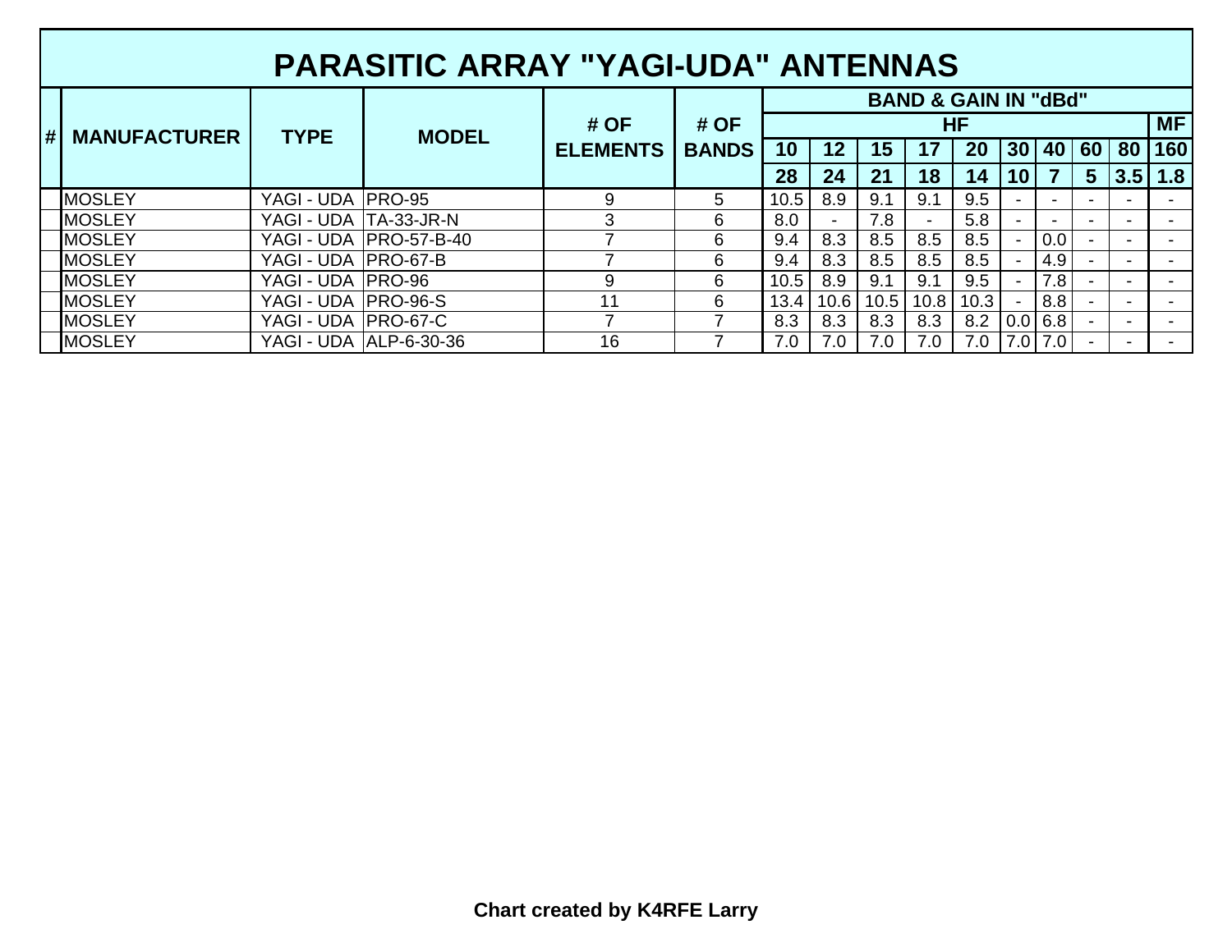# PARASITIC ARRAY "YAGI-UDA" ANTENNAS

| # | MANUFACTURER | TYPE | MODEL | # OF ELEMENTS | # OF BANDS | BAND & GAIN IN "dBd" | | | | | | | | | |
|---|---|---|---|---|---|---|---|---|---|---|---|---|---|---|---|
| | | | | | | HF | | | | | | | | | MF |
| | | | | | | 10 | 12 | 15 | 17 | 20 | 30 | 40 | 60 | 80 | 160 |
| | | | | | | 28 | 24 | 21 | 18 | 14 | 10 | 7 | 5 | 3.5 | 1.8 |
| | MOSLEY | YAGI - UDA | PRO-95 | 9 | 5 | 10.5 | 8.9 | 9.1 | 9.1 | 9.5 | - | - | - | - | - |
| | MOSLEY | YAGI - UDA | TA-33-JR-N | 3 | 6 | 8.0 | - | 7.8 | - | 5.8 | - | - | - | - | - |
| | MOSLEY | YAGI - UDA | PRO-57-B-40 | 7 | 6 | 9.4 | 8.3 | 8.5 | 8.5 | 8.5 | - | 0.0 | - | - | - |
| | MOSLEY | YAGI - UDA | PRO-67-B | 7 | 6 | 9.4 | 8.3 | 8.5 | 8.5 | 8.5 | - | 4.9 | - | - | - |
| | MOSLEY | YAGI - UDA | PRO-96 | 9 | 6 | 10.5 | 8.9 | 9.1 | 9.1 | 9.5 | - | 7.8 | - | - | - |
| | MOSLEY | YAGI - UDA | PRO-96-S | 11 | 6 | 13.4 | 10.6 | 10.5 | 10.8 | 10.3 | - | 8.8 | - | - | - |
| | MOSLEY | YAGI - UDA | PRO-67-C | 7 | 7 | 8.3 | 8.3 | 8.3 | 8.3 | 8.2 | 0.0 | 6.8 | - | - | - |
| | MOSLEY | YAGI - UDA | ALP-6-30-36 | 16 | 7 | 7.0 | 7.0 | 7.0 | 7.0 | 7.0 | 7.0 | 7.0 | - | - | - |

**Chart created by K4RFE Larry**